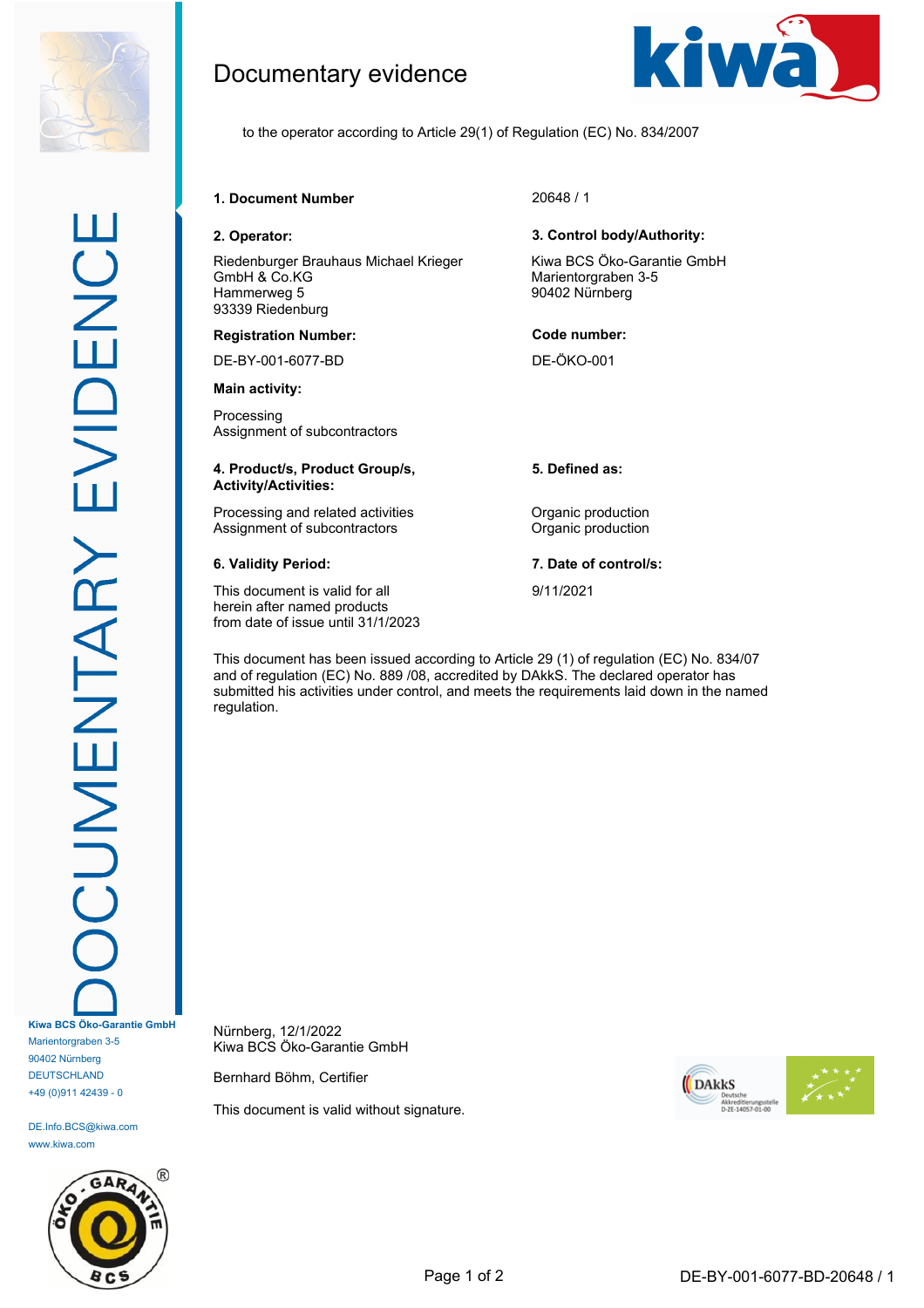# Documentary evidence

to the operator according to Article 29(1) of Regulation (EC) No. 834/2007

**1. Document Number**

20648 / 1

**2. Operator:**

Riedenburger Brauhaus Michael Krieger GmbH & Co.KG
Hammerweg 5
93339 Riedenburg

**Registration Number:**

DE-BY-001-6077-BD

**Main activity:**

Processing
Assignment of subcontractors

**3. Control body/Authority:**

Kiwa BCS Öko-Garantie GmbH
Marientorgraben 3-5
90402 Nürnberg

**Code number:**

DE-ÖKO-001

| **4. Product/s, Product Group/s, Activity/Activities:** | **5. Defined as:** |
|---|---|
| Processing and related activities | Organic production |
| Assignment of subcontractors | Organic production |

**6. Validity Period:**

This document is valid for all herein after named products from date of issue until 31/1/2023

**7. Date of control/s:**

9/11/2021

This document has been issued according to Article 29 (1) of regulation (EC) No. 834/07 and of regulation (EC) No. 889 /08, accredited by DAkkS. The declared operator has submitted his activities under control, and meets the requirements laid down in the named regulation.

Nürnberg, 12/1/2022
Kiwa BCS Öko-Garantie GmbH

Bernhard Böhm, Certifier

This document is valid without signature.

DOCUMENTARY EVIDENCE

Kiwa BCS Öko-Garantie GmbH
Marientorgraben 3-5
90402 Nürnberg
DEUTSCHLAND
+49 (0)911 42439 - 0

DE.Info.BCS@kiwa.com
www.kiwa.com

DE-BY-001-6077-BD-20648 / 1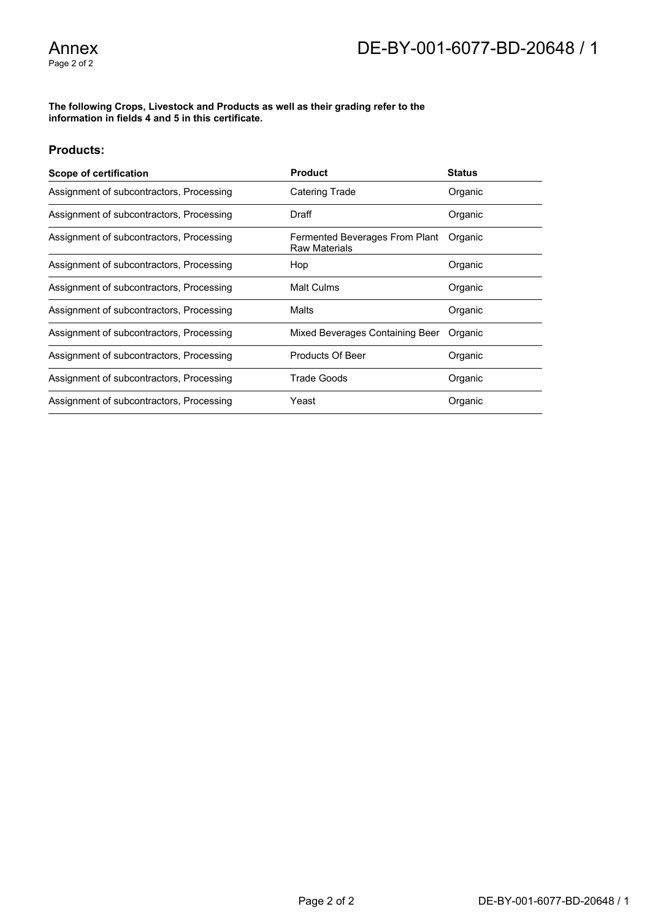# Annex

# DE-BY-001-6077-BD-20648 / 1

**The following Crops, Livestock and Products as well as their grading refer to the information in fields 4 and 5 in this certificate.**

## Products:

| Scope of certification | Product | Status |
|---|---|---|
| Assignment of subcontractors, Processing | Catering Trade | Organic |
| Assignment of subcontractors, Processing | Draff | Organic |
| Assignment of subcontractors, Processing | Fermented Beverages From Plant Raw Materials | Organic |
| Assignment of subcontractors, Processing | Hop | Organic |
| Assignment of subcontractors, Processing | Malt Culms | Organic |
| Assignment of subcontractors, Processing | Malts | Organic |
| Assignment of subcontractors, Processing | Mixed Beverages Containing Beer | Organic |
| Assignment of subcontractors, Processing | Products Of Beer | Organic |
| Assignment of subcontractors, Processing | Trade Goods | Organic |
| Assignment of subcontractors, Processing | Yeast | Organic |